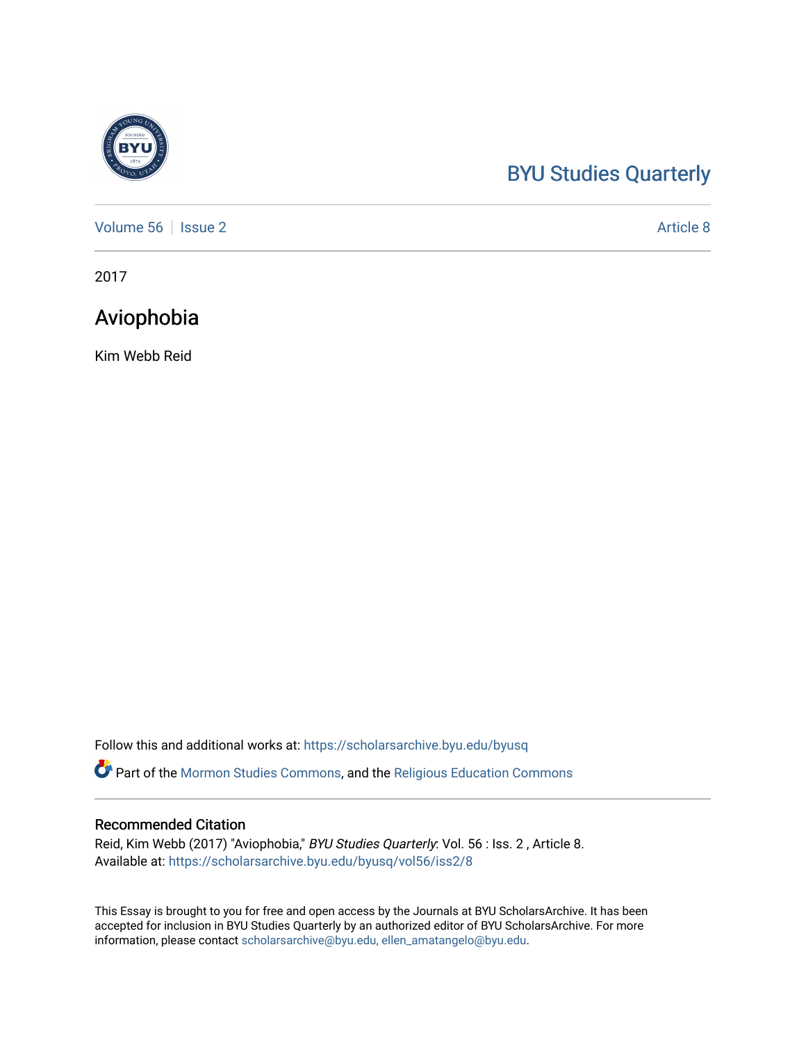BYU Studies Quarterly

Volume 56 | Issue 2 | Article 8

2017

# Aviophobia

Kim Webb Reid

Follow this and additional works at: https://scholarsarchive.byu.edu/byusq

Part of the Mormon Studies Commons, and the Religious Education Commons

## Recommended Citation

Reid, Kim Webb (2017) "Aviophobia," *BYU Studies Quarterly*: Vol. 56 : Iss. 2 , Article 8.
Available at: https://scholarsarchive.byu.edu/byusq/vol56/iss2/8

This Essay is brought to you for free and open access by the Journals at BYU ScholarsArchive. It has been accepted for inclusion in BYU Studies Quarterly by an authorized editor of BYU ScholarsArchive. For more information, please contact scholarsarchive@byu.edu, ellen_amatangelo@byu.edu.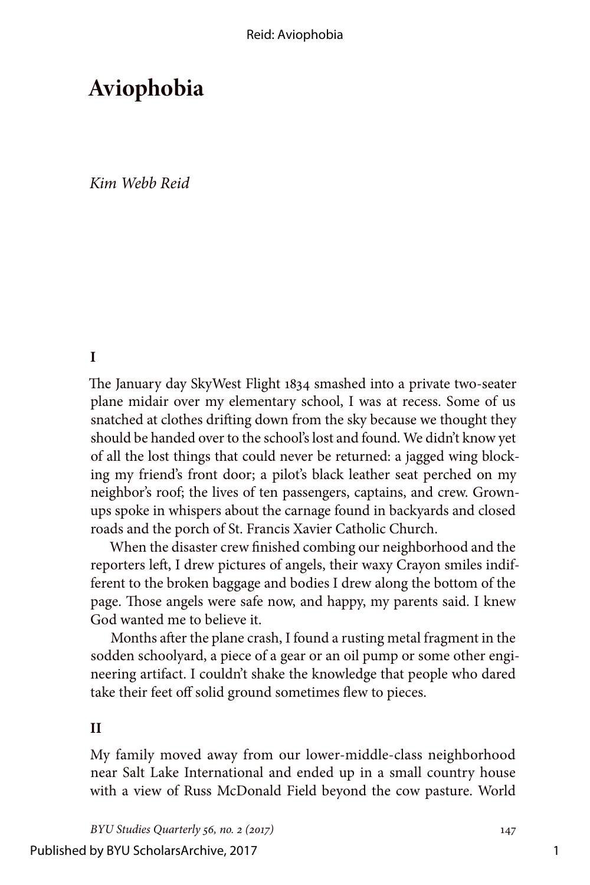# Aviophobia

*Kim Webb Reid*

### I

The January day SkyWest Flight 1834 smashed into a private two-seater plane midair over my elementary school, I was at recess. Some of us snatched at clothes drifting down from the sky because we thought they should be handed over to the school's lost and found. We didn't know yet of all the lost things that could never be returned: a jagged wing blocking my friend's front door; a pilot's black leather seat perched on my neighbor's roof; the lives of ten passengers, captains, and crew. Grown-ups spoke in whispers about the carnage found in backyards and closed roads and the porch of St. Francis Xavier Catholic Church.

When the disaster crew finished combing our neighborhood and the reporters left, I drew pictures of angels, their waxy Crayon smiles indifferent to the broken baggage and bodies I drew along the bottom of the page. Those angels were safe now, and happy, my parents said. I knew God wanted me to believe it.

Months after the plane crash, I found a rusting metal fragment in the sodden schoolyard, a piece of a gear or an oil pump or some other engineering artifact. I couldn't shake the knowledge that people who dared take their feet off solid ground sometimes flew to pieces.

### II

My family moved away from our lower-middle-class neighborhood near Salt Lake International and ended up in a small country house with a view of Russ McDonald Field beyond the cow pasture. World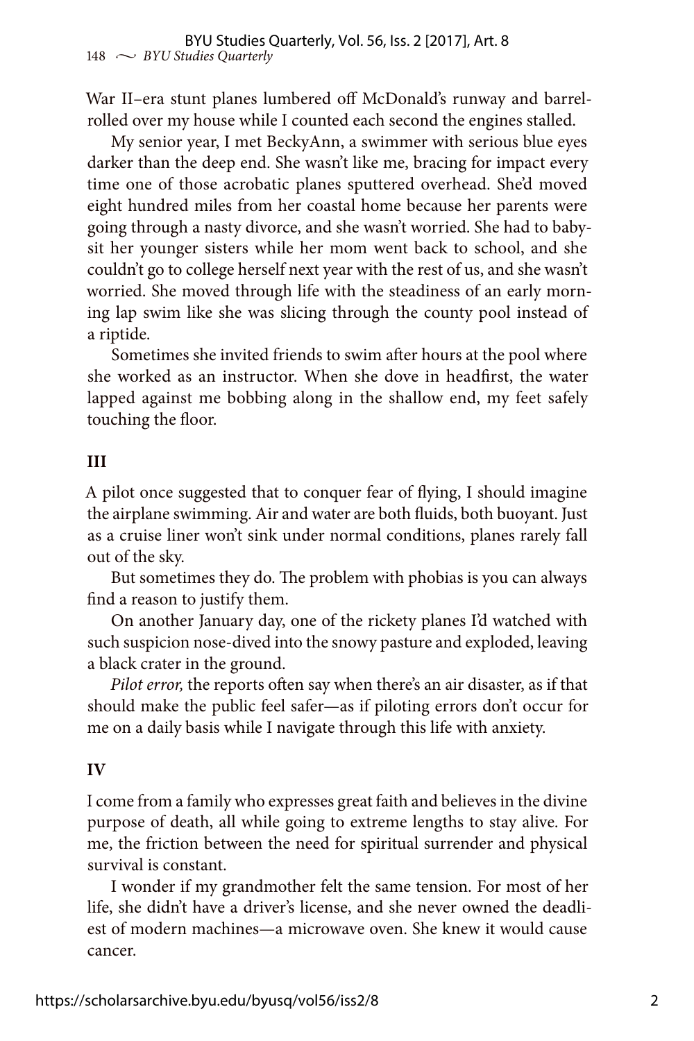War II–era stunt planes lumbered off McDonald's runway and barrel-rolled over my house while I counted each second the engines stalled.

My senior year, I met BeckyAnn, a swimmer with serious blue eyes darker than the deep end. She wasn't like me, bracing for impact every time one of those acrobatic planes sputtered overhead. She'd moved eight hundred miles from her coastal home because her parents were going through a nasty divorce, and she wasn't worried. She had to babysit her younger sisters while her mom went back to school, and she couldn't go to college herself next year with the rest of us, and she wasn't worried. She moved through life with the steadiness of an early morning lap swim like she was slicing through the county pool instead of a riptide.

Sometimes she invited friends to swim after hours at the pool where she worked as an instructor. When she dove in headfirst, the water lapped against me bobbing along in the shallow end, my feet safely touching the floor.

## III

A pilot once suggested that to conquer fear of flying, I should imagine the airplane swimming. Air and water are both fluids, both buoyant. Just as a cruise liner won't sink under normal conditions, planes rarely fall out of the sky.

But sometimes they do. The problem with phobias is you can always find a reason to justify them.

On another January day, one of the rickety planes I'd watched with such suspicion nose-dived into the snowy pasture and exploded, leaving a black crater in the ground.

*Pilot error,* the reports often say when there's an air disaster, as if that should make the public feel safer—as if piloting errors don't occur for me on a daily basis while I navigate through this life with anxiety.

## IV

I come from a family who expresses great faith and believes in the divine purpose of death, all while going to extreme lengths to stay alive. For me, the friction between the need for spiritual surrender and physical survival is constant.

I wonder if my grandmother felt the same tension. For most of her life, she didn't have a driver's license, and she never owned the deadliest of modern machines—a microwave oven. She knew it would cause cancer.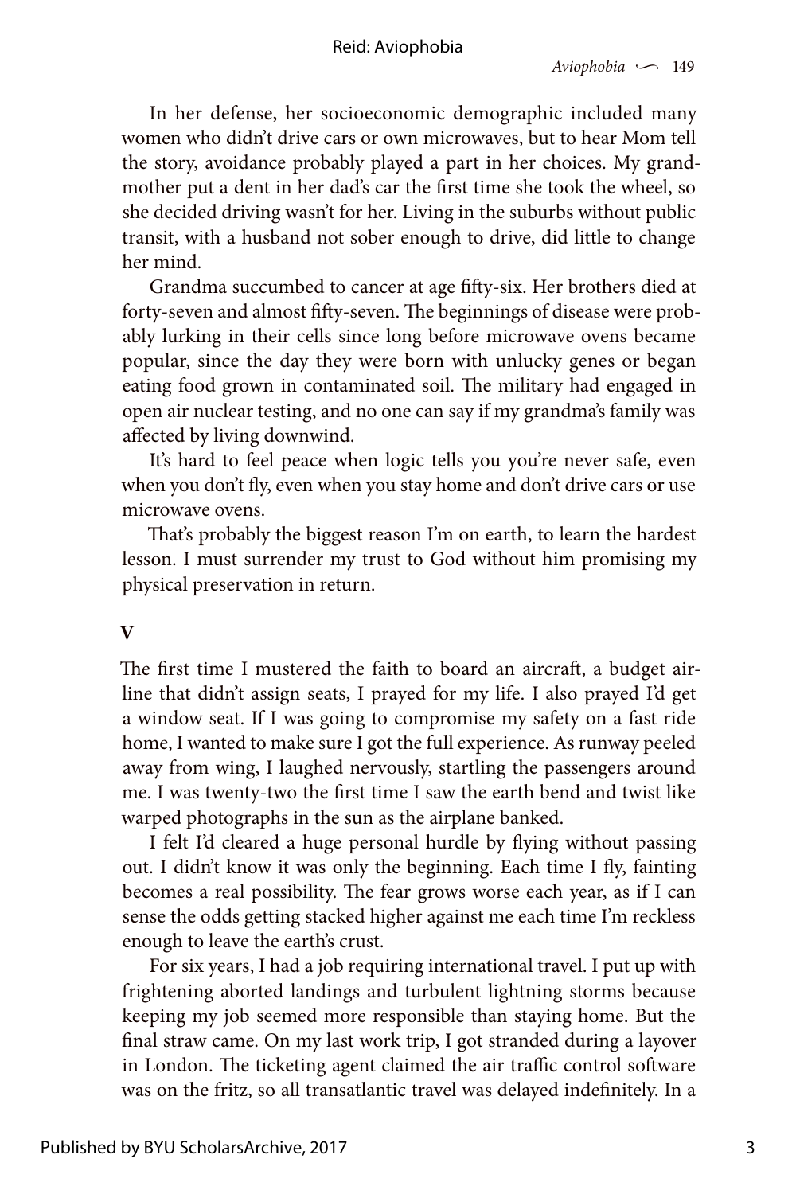In her defense, her socioeconomic demographic included many women who didn't drive cars or own microwaves, but to hear Mom tell the story, avoidance probably played a part in her choices. My grandmother put a dent in her dad's car the first time she took the wheel, so she decided driving wasn't for her. Living in the suburbs without public transit, with a husband not sober enough to drive, did little to change her mind.

Grandma succumbed to cancer at age fifty-six. Her brothers died at forty-seven and almost fifty-seven. The beginnings of disease were probably lurking in their cells since long before microwave ovens became popular, since the day they were born with unlucky genes or began eating food grown in contaminated soil. The military had engaged in open air nuclear testing, and no one can say if my grandma's family was affected by living downwind.

It's hard to feel peace when logic tells you you're never safe, even when you don't fly, even when you stay home and don't drive cars or use microwave ovens.

That's probably the biggest reason I'm on earth, to learn the hardest lesson. I must surrender my trust to God without him promising my physical preservation in return.

**V**

The first time I mustered the faith to board an aircraft, a budget airline that didn't assign seats, I prayed for my life. I also prayed I'd get a window seat. If I was going to compromise my safety on a fast ride home, I wanted to make sure I got the full experience. As runway peeled away from wing, I laughed nervously, startling the passengers around me. I was twenty-two the first time I saw the earth bend and twist like warped photographs in the sun as the airplane banked.

I felt I'd cleared a huge personal hurdle by flying without passing out. I didn't know it was only the beginning. Each time I fly, fainting becomes a real possibility. The fear grows worse each year, as if I can sense the odds getting stacked higher against me each time I'm reckless enough to leave the earth's crust.

For six years, I had a job requiring international travel. I put up with frightening aborted landings and turbulent lightning storms because keeping my job seemed more responsible than staying home. But the final straw came. On my last work trip, I got stranded during a layover in London. The ticketing agent claimed the air traffic control software was on the fritz, so all transatlantic travel was delayed indefinitely. In a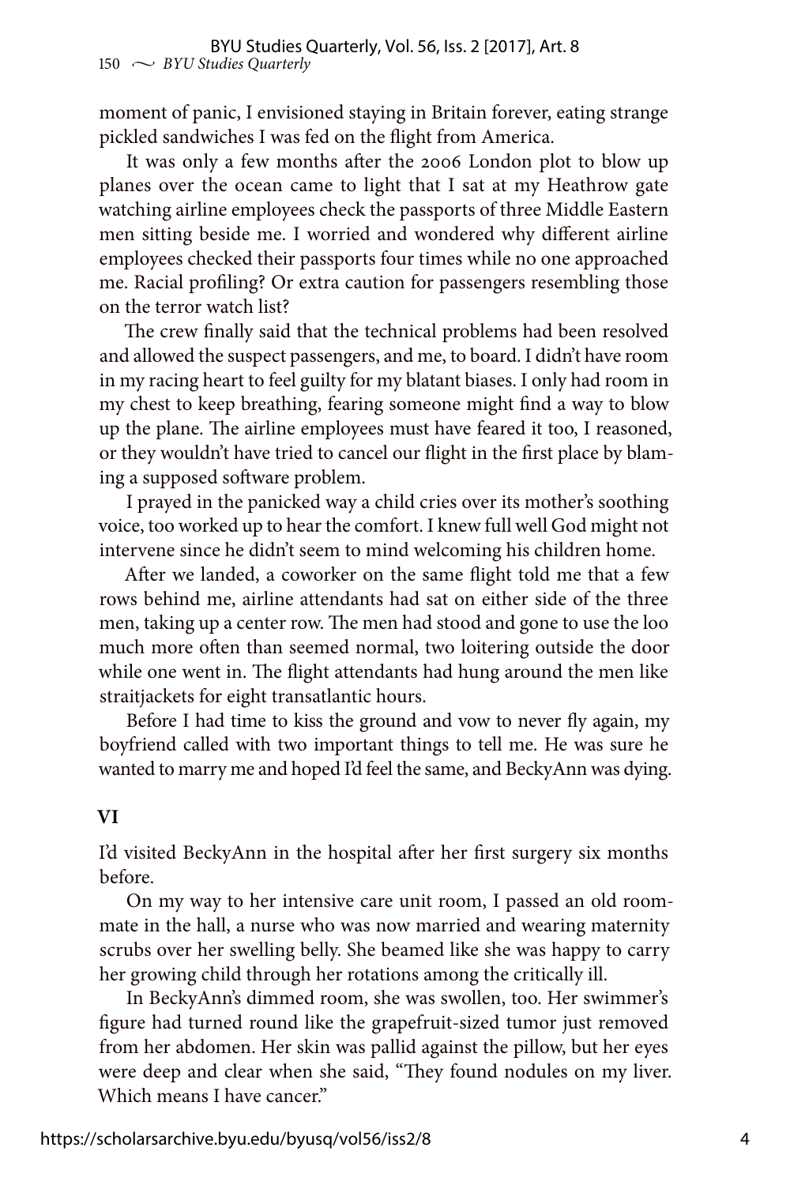moment of panic, I envisioned staying in Britain forever, eating strange pickled sandwiches I was fed on the flight from America.

It was only a few months after the 2006 London plot to blow up planes over the ocean came to light that I sat at my Heathrow gate watching airline employees check the passports of three Middle Eastern men sitting beside me. I worried and wondered why different airline employees checked their passports four times while no one approached me. Racial profiling? Or extra caution for passengers resembling those on the terror watch list?

The crew finally said that the technical problems had been resolved and allowed the suspect passengers, and me, to board. I didn't have room in my racing heart to feel guilty for my blatant biases. I only had room in my chest to keep breathing, fearing someone might find a way to blow up the plane. The airline employees must have feared it too, I reasoned, or they wouldn't have tried to cancel our flight in the first place by blaming a supposed software problem.

I prayed in the panicked way a child cries over its mother's soothing voice, too worked up to hear the comfort. I knew full well God might not intervene since he didn't seem to mind welcoming his children home.

After we landed, a coworker on the same flight told me that a few rows behind me, airline attendants had sat on either side of the three men, taking up a center row. The men had stood and gone to use the loo much more often than seemed normal, two loitering outside the door while one went in. The flight attendants had hung around the men like straitjackets for eight transatlantic hours.

Before I had time to kiss the ground and vow to never fly again, my boyfriend called with two important things to tell me. He was sure he wanted to marry me and hoped I'd feel the same, and BeckyAnn was dying.

## VI

I'd visited BeckyAnn in the hospital after her first surgery six months before.

On my way to her intensive care unit room, I passed an old roommate in the hall, a nurse who was now married and wearing maternity scrubs over her swelling belly. She beamed like she was happy to carry her growing child through her rotations among the critically ill.

In BeckyAnn's dimmed room, she was swollen, too. Her swimmer's figure had turned round like the grapefruit-sized tumor just removed from her abdomen. Her skin was pallid against the pillow, but her eyes were deep and clear when she said, "They found nodules on my liver. Which means I have cancer."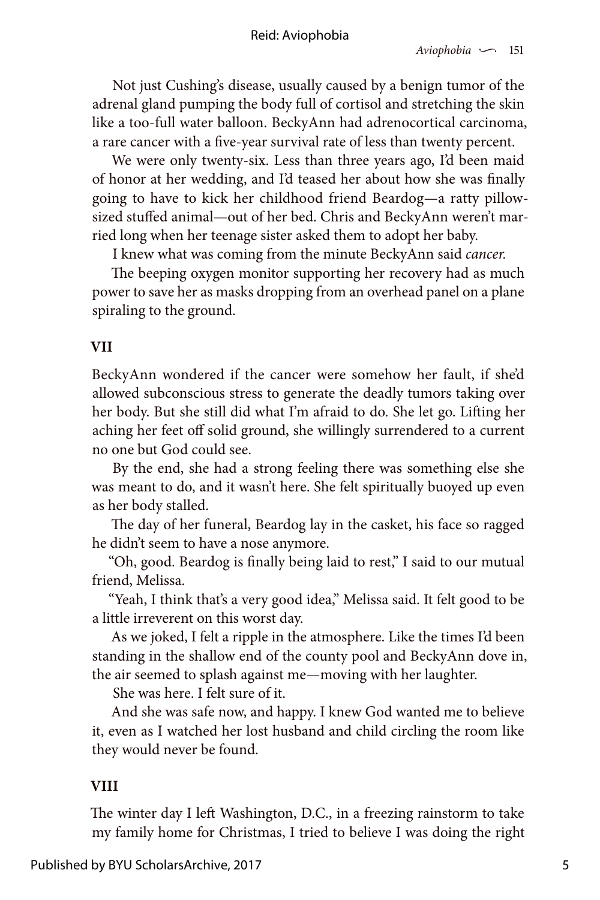Not just Cushing's disease, usually caused by a benign tumor of the adrenal gland pumping the body full of cortisol and stretching the skin like a too-full water balloon. BeckyAnn had adrenocortical carcinoma, a rare cancer with a five-year survival rate of less than twenty percent.

We were only twenty-six. Less than three years ago, I'd been maid of honor at her wedding, and I'd teased her about how she was finally going to have to kick her childhood friend Beardog—a ratty pillow-sized stuffed animal—out of her bed. Chris and BeckyAnn weren't married long when her teenage sister asked them to adopt her baby.

I knew what was coming from the minute BeckyAnn said *cancer.*

The beeping oxygen monitor supporting her recovery had as much power to save her as masks dropping from an overhead panel on a plane spiraling to the ground.

## VII

BeckyAnn wondered if the cancer were somehow her fault, if she'd allowed subconscious stress to generate the deadly tumors taking over her body. But she still did what I'm afraid to do. She let go. Lifting her aching her feet off solid ground, she willingly surrendered to a current no one but God could see.

By the end, she had a strong feeling there was something else she was meant to do, and it wasn't here. She felt spiritually buoyed up even as her body stalled.

The day of her funeral, Beardog lay in the casket, his face so ragged he didn't seem to have a nose anymore.

"Oh, good. Beardog is finally being laid to rest," I said to our mutual friend, Melissa.

"Yeah, I think that's a very good idea," Melissa said. It felt good to be a little irreverent on this worst day.

As we joked, I felt a ripple in the atmosphere. Like the times I'd been standing in the shallow end of the county pool and BeckyAnn dove in, the air seemed to splash against me—moving with her laughter.

She was here. I felt sure of it.

And she was safe now, and happy. I knew God wanted me to believe it, even as I watched her lost husband and child circling the room like they would never be found.

## VIII

The winter day I left Washington, D.C., in a freezing rainstorm to take my family home for Christmas, I tried to believe I was doing the right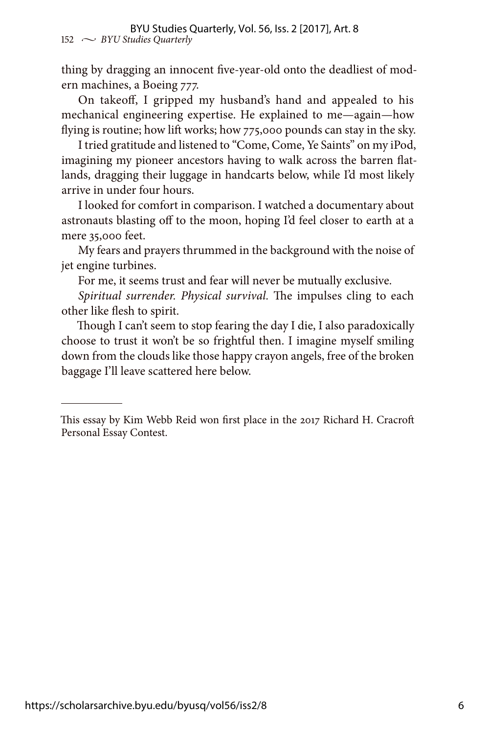thing by dragging an innocent five-year-old onto the deadliest of modern machines, a Boeing 777.

On takeoff, I gripped my husband's hand and appealed to his mechanical engineering expertise. He explained to me—again—how flying is routine; how lift works; how 775,000 pounds can stay in the sky.

I tried gratitude and listened to "Come, Come, Ye Saints" on my iPod, imagining my pioneer ancestors having to walk across the barren flatlands, dragging their luggage in handcarts below, while I'd most likely arrive in under four hours.

I looked for comfort in comparison. I watched a documentary about astronauts blasting off to the moon, hoping I'd feel closer to earth at a mere 35,000 feet.

My fears and prayers thrummed in the background with the noise of jet engine turbines.

For me, it seems trust and fear will never be mutually exclusive.

*Spiritual surrender. Physical survival.* The impulses cling to each other like flesh to spirit.

Though I can't seem to stop fearing the day I die, I also paradoxically choose to trust it won't be so frightful then. I imagine myself smiling down from the clouds like those happy crayon angels, free of the broken baggage I'll leave scattered here below.

---

This essay by Kim Webb Reid won first place in the 2017 Richard H. Cracroft Personal Essay Contest.